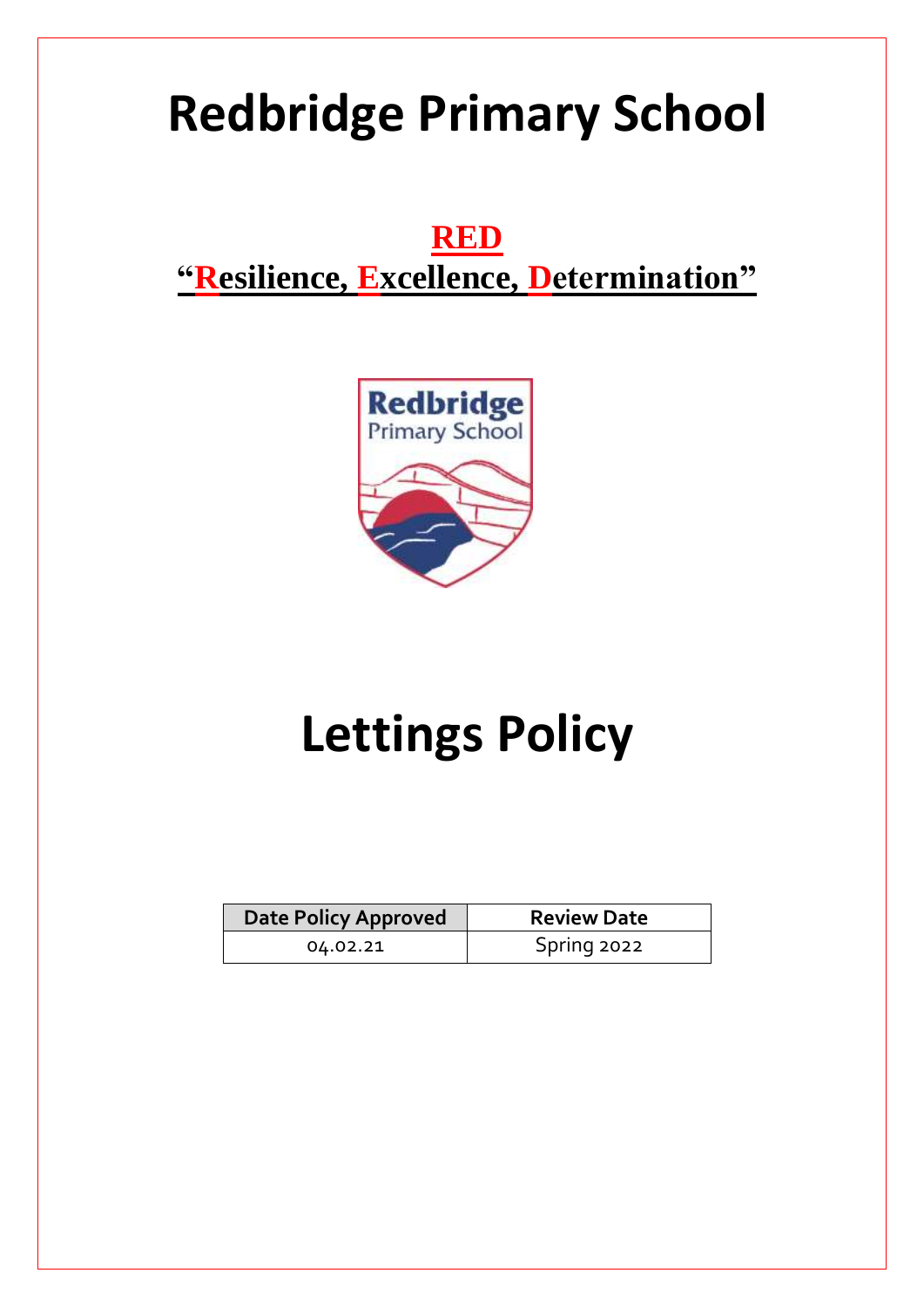# Redbridge Primary School

**RED**

**"Resilience, Excellence, Determination"**

# Lettings Policy

| Date Policy Approved | Review Date |
| --- | --- |
| 04.02.21 | Spring 2022 |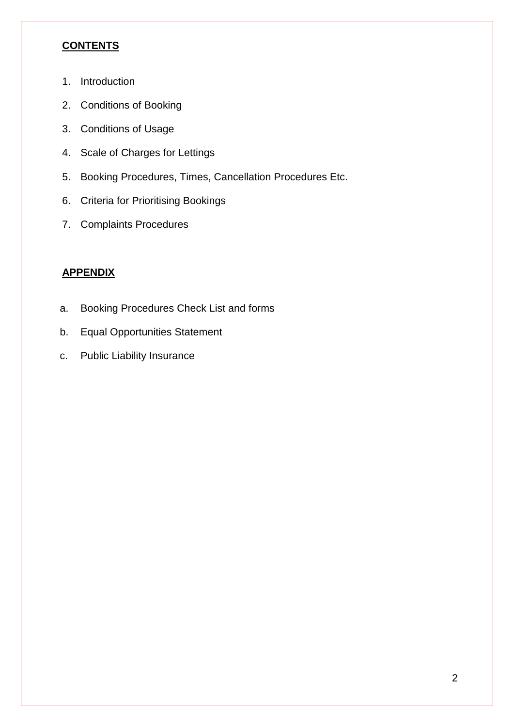**CONTENTS**

1. Introduction
2. Conditions of Booking
3. Conditions of Usage
4. Scale of Charges for Lettings
5. Booking Procedures, Times, Cancellation Procedures Etc.
6. Criteria for Prioritising Bookings
7. Complaints Procedures

**APPENDIX**

a. Booking Procedures Check List and forms
b. Equal Opportunities Statement
c. Public Liability Insurance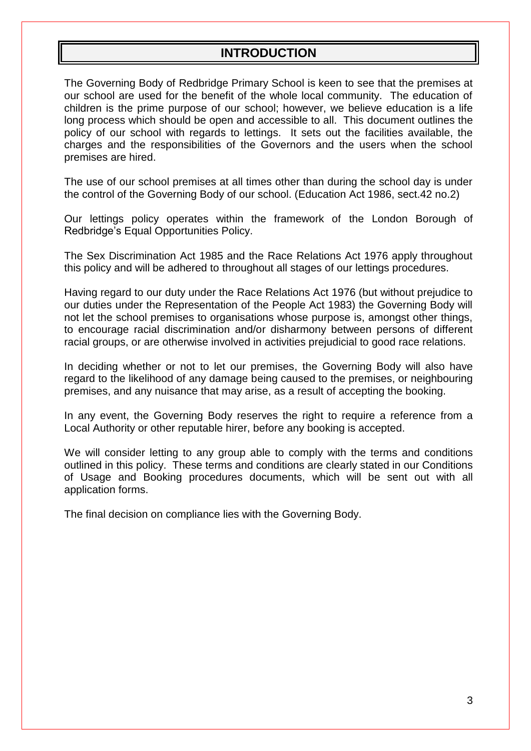# INTRODUCTION

The Governing Body of Redbridge Primary School is keen to see that the premises at our school are used for the benefit of the whole local community. The education of children is the prime purpose of our school; however, we believe education is a life long process which should be open and accessible to all. This document outlines the policy of our school with regards to lettings. It sets out the facilities available, the charges and the responsibilities of the Governors and the users when the school premises are hired.

The use of our school premises at all times other than during the school day is under the control of the Governing Body of our school. (Education Act 1986, sect.42 no.2)

Our lettings policy operates within the framework of the London Borough of Redbridge's Equal Opportunities Policy.

The Sex Discrimination Act 1985 and the Race Relations Act 1976 apply throughout this policy and will be adhered to throughout all stages of our lettings procedures.

Having regard to our duty under the Race Relations Act 1976 (but without prejudice to our duties under the Representation of the People Act 1983) the Governing Body will not let the school premises to organisations whose purpose is, amongst other things, to encourage racial discrimination and/or disharmony between persons of different racial groups, or are otherwise involved in activities prejudicial to good race relations.

In deciding whether or not to let our premises, the Governing Body will also have regard to the likelihood of any damage being caused to the premises, or neighbouring premises, and any nuisance that may arise, as a result of accepting the booking.

In any event, the Governing Body reserves the right to require a reference from a Local Authority or other reputable hirer, before any booking is accepted.

We will consider letting to any group able to comply with the terms and conditions outlined in this policy. These terms and conditions are clearly stated in our Conditions of Usage and Booking procedures documents, which will be sent out with all application forms.

The final decision on compliance lies with the Governing Body.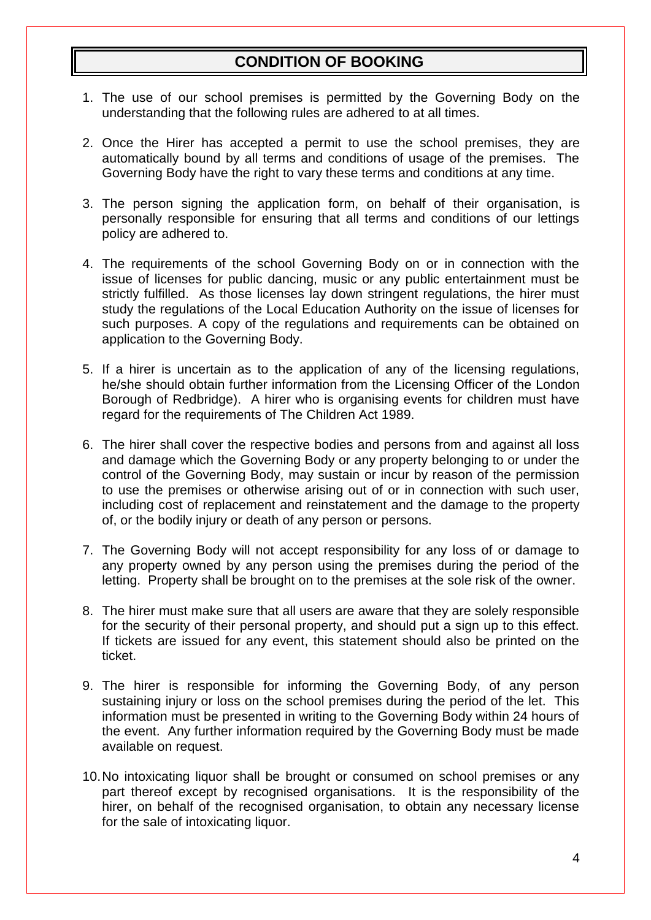# CONDITION OF BOOKING

1. The use of our school premises is permitted by the Governing Body on the understanding that the following rules are adhered to at all times.

2. Once the Hirer has accepted a permit to use the school premises, they are automatically bound by all terms and conditions of usage of the premises. The Governing Body have the right to vary these terms and conditions at any time.

3. The person signing the application form, on behalf of their organisation, is personally responsible for ensuring that all terms and conditions of our lettings policy are adhered to.

4. The requirements of the school Governing Body on or in connection with the issue of licenses for public dancing, music or any public entertainment must be strictly fulfilled. As those licenses lay down stringent regulations, the hirer must study the regulations of the Local Education Authority on the issue of licenses for such purposes. A copy of the regulations and requirements can be obtained on application to the Governing Body.

5. If a hirer is uncertain as to the application of any of the licensing regulations, he/she should obtain further information from the Licensing Officer of the London Borough of Redbridge). A hirer who is organising events for children must have regard for the requirements of The Children Act 1989.

6. The hirer shall cover the respective bodies and persons from and against all loss and damage which the Governing Body or any property belonging to or under the control of the Governing Body, may sustain or incur by reason of the permission to use the premises or otherwise arising out of or in connection with such user, including cost of replacement and reinstatement and the damage to the property of, or the bodily injury or death of any person or persons.

7. The Governing Body will not accept responsibility for any loss of or damage to any property owned by any person using the premises during the period of the letting. Property shall be brought on to the premises at the sole risk of the owner.

8. The hirer must make sure that all users are aware that they are solely responsible for the security of their personal property, and should put a sign up to this effect. If tickets are issued for any event, this statement should also be printed on the ticket.

9. The hirer is responsible for informing the Governing Body, of any person sustaining injury or loss on the school premises during the period of the let. This information must be presented in writing to the Governing Body within 24 hours of the event. Any further information required by the Governing Body must be made available on request.

10. No intoxicating liquor shall be brought or consumed on school premises or any part thereof except by recognised organisations. It is the responsibility of the hirer, on behalf of the recognised organisation, to obtain any necessary license for the sale of intoxicating liquor.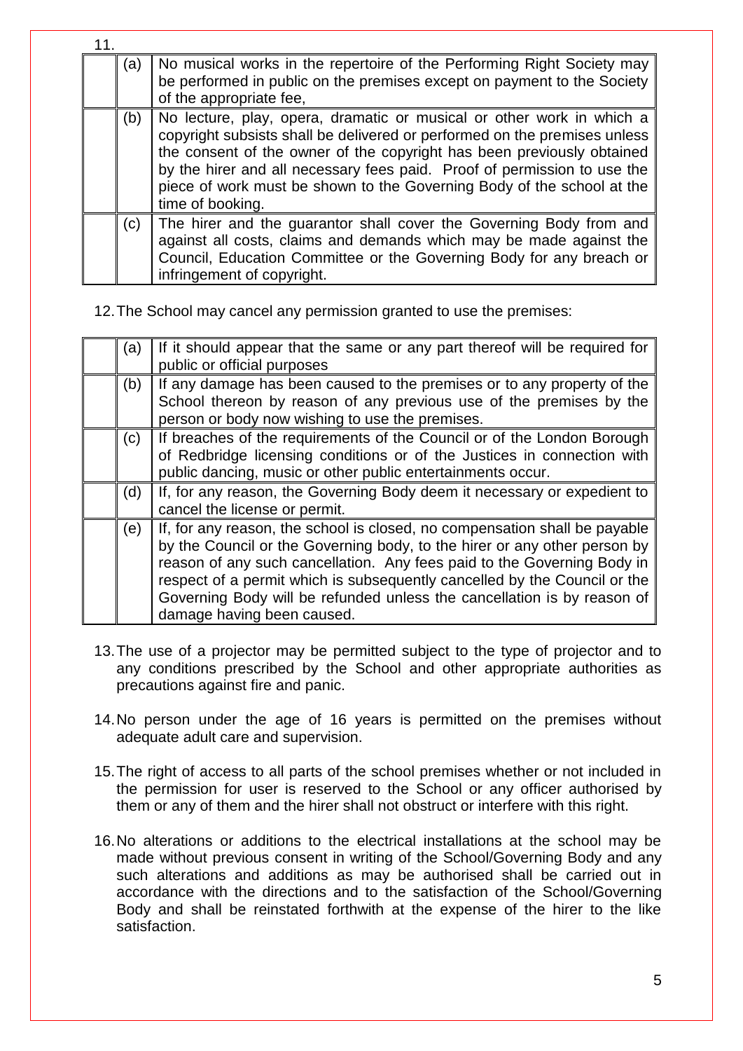11.

| | |
|---|---|
| (a) | No musical works in the repertoire of the Performing Right Society may be performed in public on the premises except on payment to the Society of the appropriate fee, |
| (b) | No lecture, play, opera, dramatic or musical or other work in which a copyright subsists shall be delivered or performed on the premises unless the consent of the owner of the copyright has been previously obtained by the hirer and all necessary fees paid. Proof of permission to use the piece of work must be shown to the Governing Body of the school at the time of booking. |
| (c) | The hirer and the guarantor shall cover the Governing Body from and against all costs, claims and demands which may be made against the Council, Education Committee or the Governing Body for any breach or infringement of copyright. |

12. The School may cancel any permission granted to use the premises:

| | |
|---|---|
| (a) | If it should appear that the same or any part thereof will be required for public or official purposes |
| (b) | If any damage has been caused to the premises or to any property of the School thereon by reason of any previous use of the premises by the person or body now wishing to use the premises. |
| (c) | If breaches of the requirements of the Council or of the London Borough of Redbridge licensing conditions or of the Justices in connection with public dancing, music or other public entertainments occur. |
| (d) | If, for any reason, the Governing Body deem it necessary or expedient to cancel the license or permit. |
| (e) | If, for any reason, the school is closed, no compensation shall be payable by the Council or the Governing body, to the hirer or any other person by reason of any such cancellation. Any fees paid to the Governing Body in respect of a permit which is subsequently cancelled by the Council or the Governing Body will be refunded unless the cancellation is by reason of damage having been caused. |

13. The use of a projector may be permitted subject to the type of projector and to any conditions prescribed by the School and other appropriate authorities as precautions against fire and panic.

14. No person under the age of 16 years is permitted on the premises without adequate adult care and supervision.

15. The right of access to all parts of the school premises whether or not included in the permission for user is reserved to the School or any officer authorised by them or any of them and the hirer shall not obstruct or interfere with this right.

16. No alterations or additions to the electrical installations at the school may be made without previous consent in writing of the School/Governing Body and any such alterations and additions as may be authorised shall be carried out in accordance with the directions and to the satisfaction of the School/Governing Body and shall be reinstated forthwith at the expense of the hirer to the like satisfaction.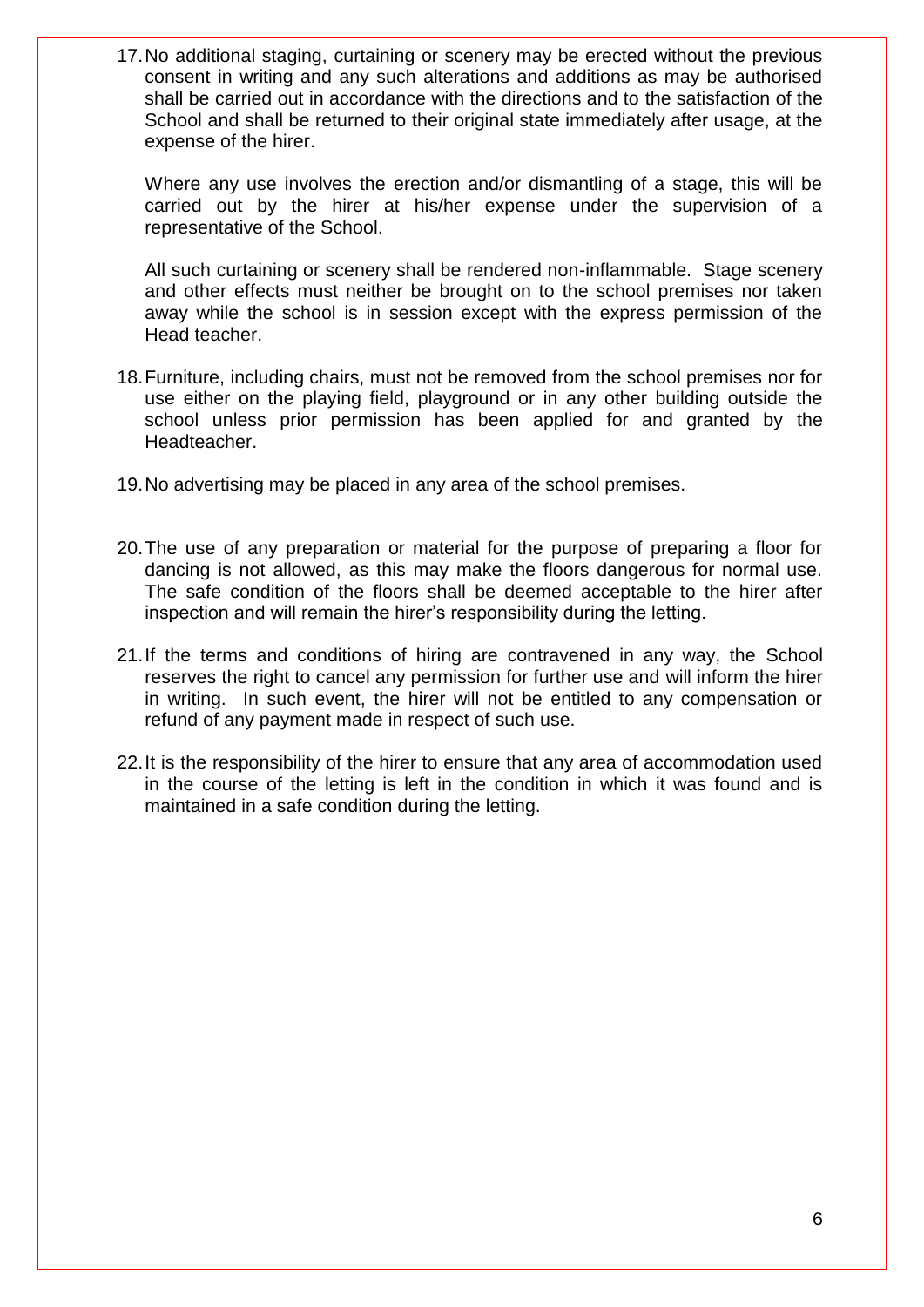17. No additional staging, curtaining or scenery may be erected without the previous consent in writing and any such alterations and additions as may be authorised shall be carried out in accordance with the directions and to the satisfaction of the School and shall be returned to their original state immediately after usage, at the expense of the hirer.

    Where any use involves the erection and/or dismantling of a stage, this will be carried out by the hirer at his/her expense under the supervision of a representative of the School.

    All such curtaining or scenery shall be rendered non-inflammable. Stage scenery and other effects must neither be brought on to the school premises nor taken away while the school is in session except with the express permission of the Head teacher.

18. Furniture, including chairs, must not be removed from the school premises nor for use either on the playing field, playground or in any other building outside the school unless prior permission has been applied for and granted by the Headteacher.

19. No advertising may be placed in any area of the school premises.

20. The use of any preparation or material for the purpose of preparing a floor for dancing is not allowed, as this may make the floors dangerous for normal use. The safe condition of the floors shall be deemed acceptable to the hirer after inspection and will remain the hirer's responsibility during the letting.

21. If the terms and conditions of hiring are contravened in any way, the School reserves the right to cancel any permission for further use and will inform the hirer in writing. In such event, the hirer will not be entitled to any compensation or refund of any payment made in respect of such use.

22. It is the responsibility of the hirer to ensure that any area of accommodation used in the course of the letting is left in the condition in which it was found and is maintained in a safe condition during the letting.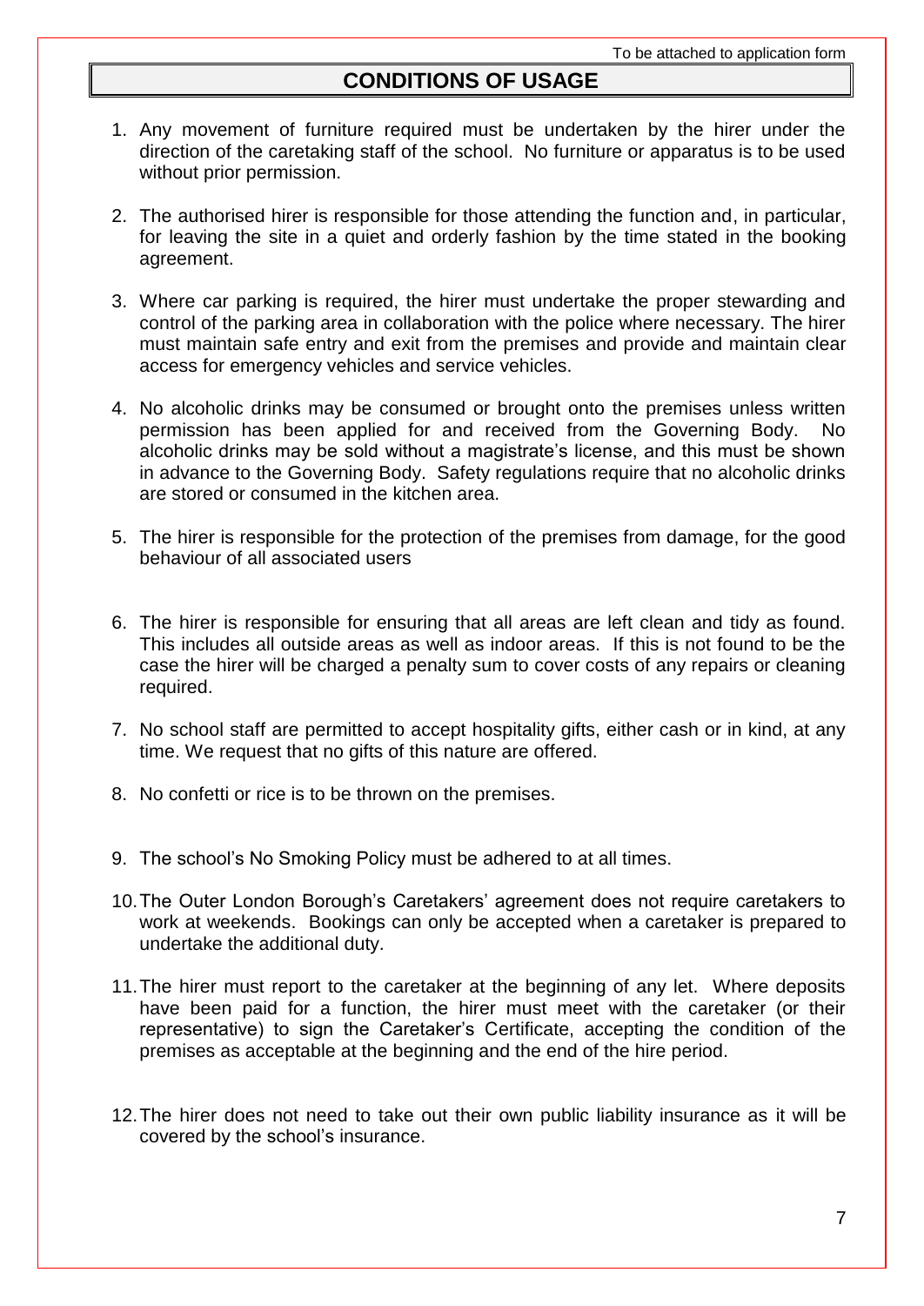To be attached to application form

## CONDITIONS OF USAGE

1. Any movement of furniture required must be undertaken by the hirer under the direction of the caretaking staff of the school. No furniture or apparatus is to be used without prior permission.

2. The authorised hirer is responsible for those attending the function and, in particular, for leaving the site in a quiet and orderly fashion by the time stated in the booking agreement.

3. Where car parking is required, the hirer must undertake the proper stewarding and control of the parking area in collaboration with the police where necessary. The hirer must maintain safe entry and exit from the premises and provide and maintain clear access for emergency vehicles and service vehicles.

4. No alcoholic drinks may be consumed or brought onto the premises unless written permission has been applied for and received from the Governing Body. No alcoholic drinks may be sold without a magistrate's license, and this must be shown in advance to the Governing Body. Safety regulations require that no alcoholic drinks are stored or consumed in the kitchen area.

5. The hirer is responsible for the protection of the premises from damage, for the good behaviour of all associated users

6. The hirer is responsible for ensuring that all areas are left clean and tidy as found. This includes all outside areas as well as indoor areas. If this is not found to be the case the hirer will be charged a penalty sum to cover costs of any repairs or cleaning required.

7. No school staff are permitted to accept hospitality gifts, either cash or in kind, at any time. We request that no gifts of this nature are offered.

8. No confetti or rice is to be thrown on the premises.

9. The school's No Smoking Policy must be adhered to at all times.

10. The Outer London Borough's Caretakers' agreement does not require caretakers to work at weekends. Bookings can only be accepted when a caretaker is prepared to undertake the additional duty.

11. The hirer must report to the caretaker at the beginning of any let. Where deposits have been paid for a function, the hirer must meet with the caretaker (or their representative) to sign the Caretaker's Certificate, accepting the condition of the premises as acceptable at the beginning and the end of the hire period.

12. The hirer does not need to take out their own public liability insurance as it will be covered by the school's insurance.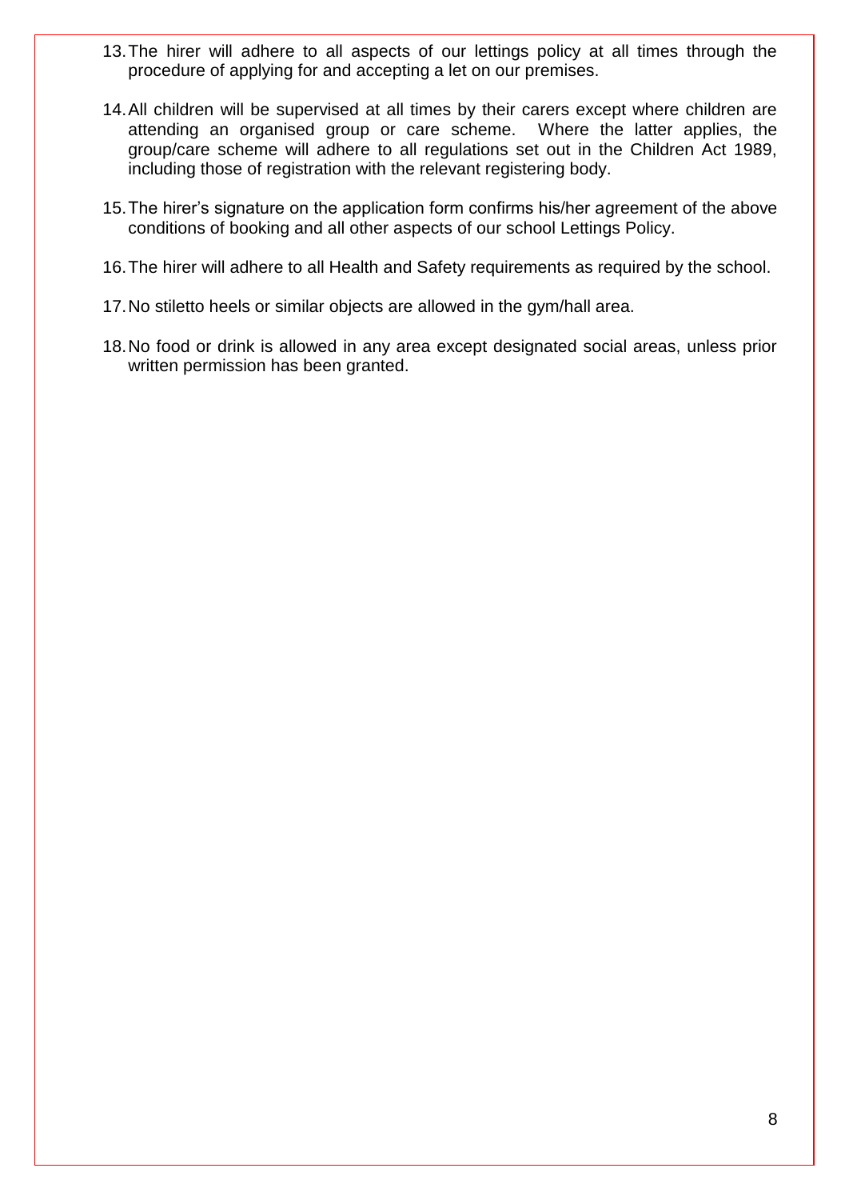13. The hirer will adhere to all aspects of our lettings policy at all times through the procedure of applying for and accepting a let on our premises.

14. All children will be supervised at all times by their carers except where children are attending an organised group or care scheme. Where the latter applies, the group/care scheme will adhere to all regulations set out in the Children Act 1989, including those of registration with the relevant registering body.

15. The hirer's signature on the application form confirms his/her agreement of the above conditions of booking and all other aspects of our school Lettings Policy.

16. The hirer will adhere to all Health and Safety requirements as required by the school.

17. No stiletto heels or similar objects are allowed in the gym/hall area.

18. No food or drink is allowed in any area except designated social areas, unless prior written permission has been granted.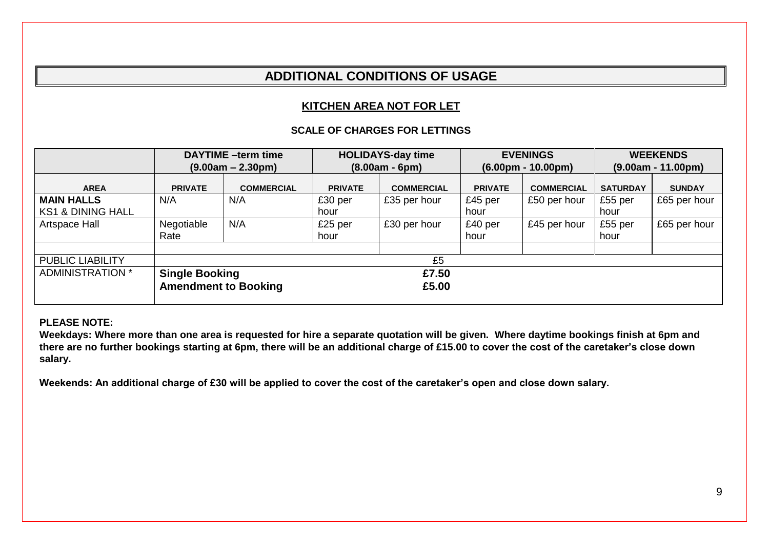# ADDITIONAL CONDITIONS OF USAGE

## KITCHEN AREA NOT FOR LET

### SCALE OF CHARGES FOR LETTINGS

| | DAYTIME –term time (9.00am – 2.30pm) | | HOLIDAYS-day time (8.00am - 6pm) | | EVENINGS (6.00pm - 10.00pm) | | WEEKENDS (9.00am - 11.00pm) | |
|---|---|---|---|---|---|---|---|---|
| **AREA** | **PRIVATE** | **COMMERCIAL** | **PRIVATE** | **COMMERCIAL** | **PRIVATE** | **COMMERCIAL** | **SATURDAY** | **SUNDAY** |
| **MAIN HALLS KS1 & DINING HALL** | N/A | N/A | £30 per hour | £35 per hour | £45 per hour | £50 per hour | £55 per hour | £65 per hour |
| Artspace Hall | Negotiable Rate | N/A | £25 per hour | £30 per hour | £40 per hour | £45 per hour | £55 per hour | £65 per hour |
| | | | | | | | | |
| PUBLIC LIABILITY | £5 | | | | | | | |
| ADMINISTRATION * | **Single Booking** | | | | **£7.50** | | | |
| | **Amendment to Booking** | | | | **£5.00** | | | |

**PLEASE NOTE:**

**Weekdays: Where more than one area is requested for hire a separate quotation will be given. Where daytime bookings finish at 6pm and there are no further bookings starting at 6pm, there will be an additional charge of £15.00 to cover the cost of the caretaker's close down salary.**

**Weekends: An additional charge of £30 will be applied to cover the cost of the caretaker's open and close down salary.**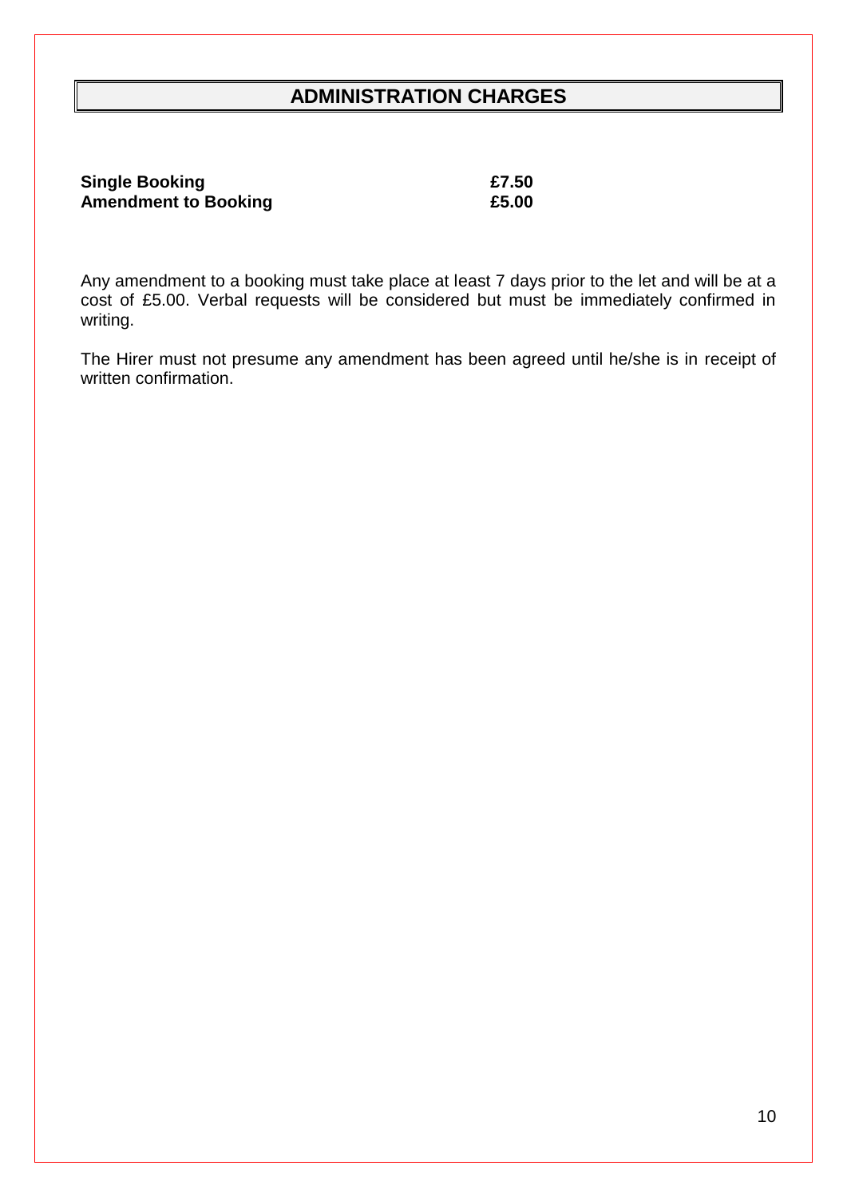## ADMINISTRATION CHARGES

| | |
|---|---|
| **Single Booking** | **£7.50** |
| **Amendment to Booking** | **£5.00** |

Any amendment to a booking must take place at least 7 days prior to the let and will be at a cost of £5.00. Verbal requests will be considered but must be immediately confirmed in writing.

The Hirer must not presume any amendment has been agreed until he/she is in receipt of written confirmation.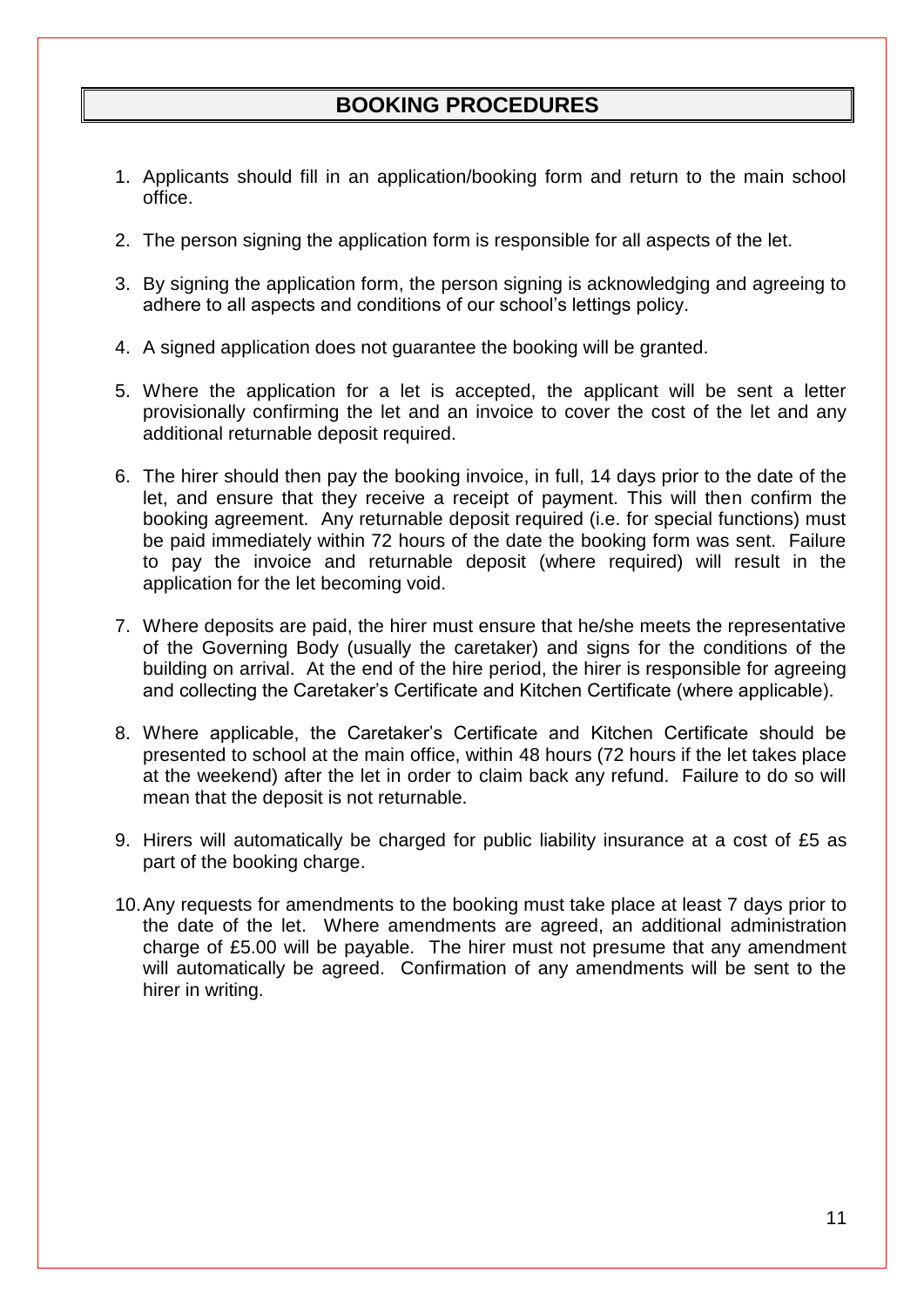## BOOKING PROCEDURES

1. Applicants should fill in an application/booking form and return to the main school office.

2. The person signing the application form is responsible for all aspects of the let.

3. By signing the application form, the person signing is acknowledging and agreeing to adhere to all aspects and conditions of our school's lettings policy.

4. A signed application does not guarantee the booking will be granted.

5. Where the application for a let is accepted, the applicant will be sent a letter provisionally confirming the let and an invoice to cover the cost of the let and any additional returnable deposit required.

6. The hirer should then pay the booking invoice, in full, 14 days prior to the date of the let, and ensure that they receive a receipt of payment. This will then confirm the booking agreement. Any returnable deposit required (i.e. for special functions) must be paid immediately within 72 hours of the date the booking form was sent. Failure to pay the invoice and returnable deposit (where required) will result in the application for the let becoming void.

7. Where deposits are paid, the hirer must ensure that he/she meets the representative of the Governing Body (usually the caretaker) and signs for the conditions of the building on arrival. At the end of the hire period, the hirer is responsible for agreeing and collecting the Caretaker's Certificate and Kitchen Certificate (where applicable).

8. Where applicable, the Caretaker's Certificate and Kitchen Certificate should be presented to school at the main office, within 48 hours (72 hours if the let takes place at the weekend) after the let in order to claim back any refund. Failure to do so will mean that the deposit is not returnable.

9. Hirers will automatically be charged for public liability insurance at a cost of £5 as part of the booking charge.

10. Any requests for amendments to the booking must take place at least 7 days prior to the date of the let. Where amendments are agreed, an additional administration charge of £5.00 will be payable. The hirer must not presume that any amendment will automatically be agreed. Confirmation of any amendments will be sent to the hirer in writing.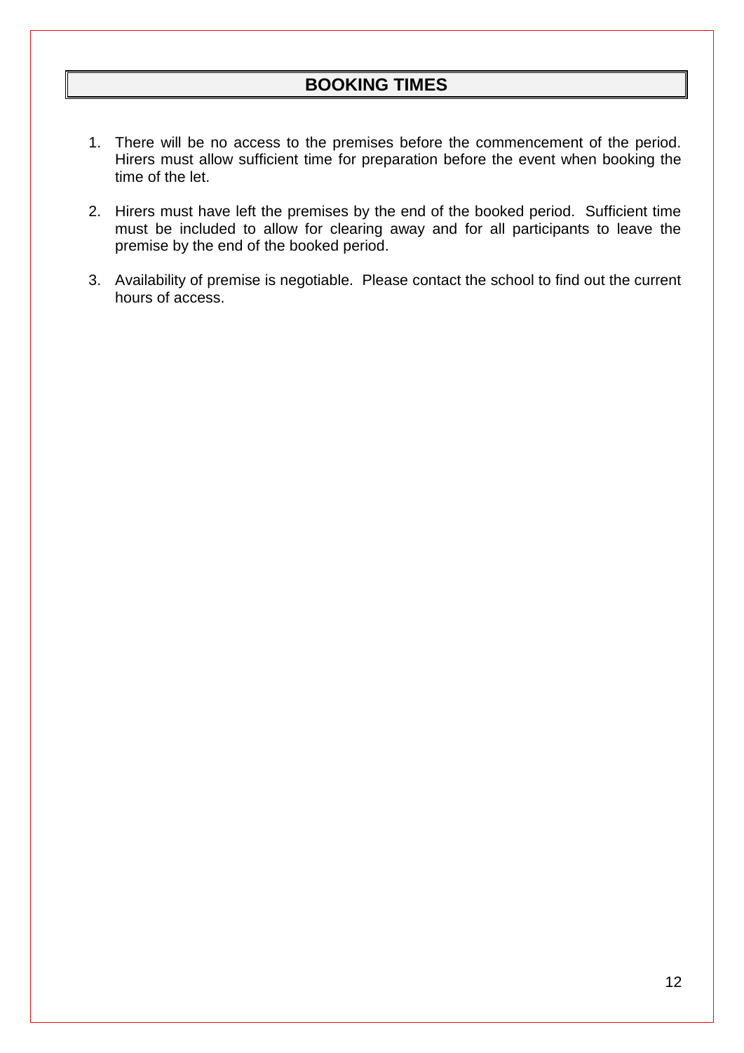## BOOKING TIMES

1. There will be no access to the premises before the commencement of the period. Hirers must allow sufficient time for preparation before the event when booking the time of the let.

2. Hirers must have left the premises by the end of the booked period. Sufficient time must be included to allow for clearing away and for all participants to leave the premise by the end of the booked period.

3. Availability of premise is negotiable. Please contact the school to find out the current hours of access.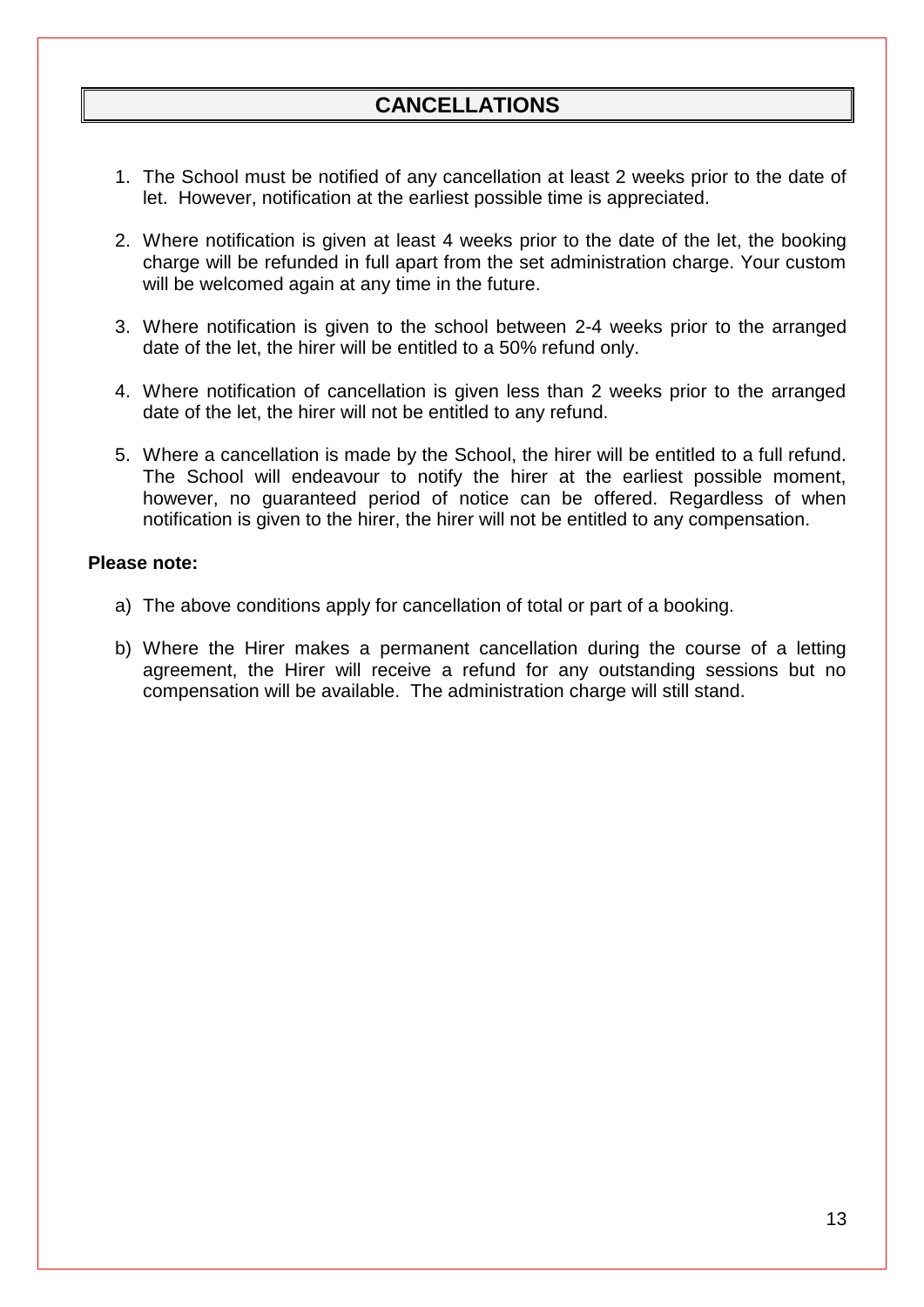## CANCELLATIONS

1. The School must be notified of any cancellation at least 2 weeks prior to the date of let. However, notification at the earliest possible time is appreciated.

2. Where notification is given at least 4 weeks prior to the date of the let, the booking charge will be refunded in full apart from the set administration charge. Your custom will be welcomed again at any time in the future.

3. Where notification is given to the school between 2-4 weeks prior to the arranged date of the let, the hirer will be entitled to a 50% refund only.

4. Where notification of cancellation is given less than 2 weeks prior to the arranged date of the let, the hirer will not be entitled to any refund.

5. Where a cancellation is made by the School, the hirer will be entitled to a full refund. The School will endeavour to notify the hirer at the earliest possible moment, however, no guaranteed period of notice can be offered. Regardless of when notification is given to the hirer, the hirer will not be entitled to any compensation.

**Please note:**

a) The above conditions apply for cancellation of total or part of a booking.

b) Where the Hirer makes a permanent cancellation during the course of a letting agreement, the Hirer will receive a refund for any outstanding sessions but no compensation will be available. The administration charge will still stand.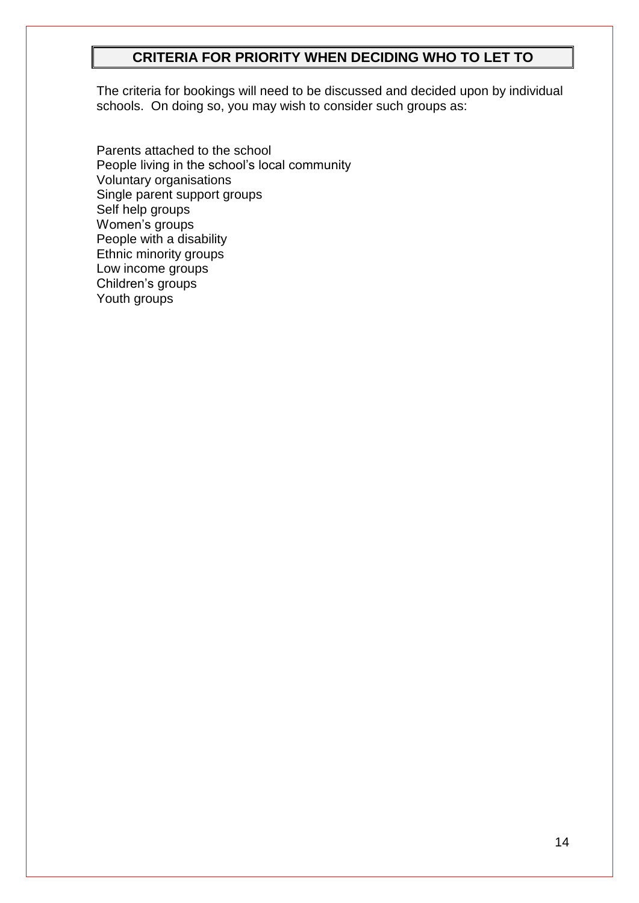## CRITERIA FOR PRIORITY WHEN DECIDING WHO TO LET TO

The criteria for bookings will need to be discussed and decided upon by individual schools. On doing so, you may wish to consider such groups as:

Parents attached to the school
People living in the school's local community
Voluntary organisations
Single parent support groups
Self help groups
Women's groups
People with a disability
Ethnic minority groups
Low income groups
Children's groups
Youth groups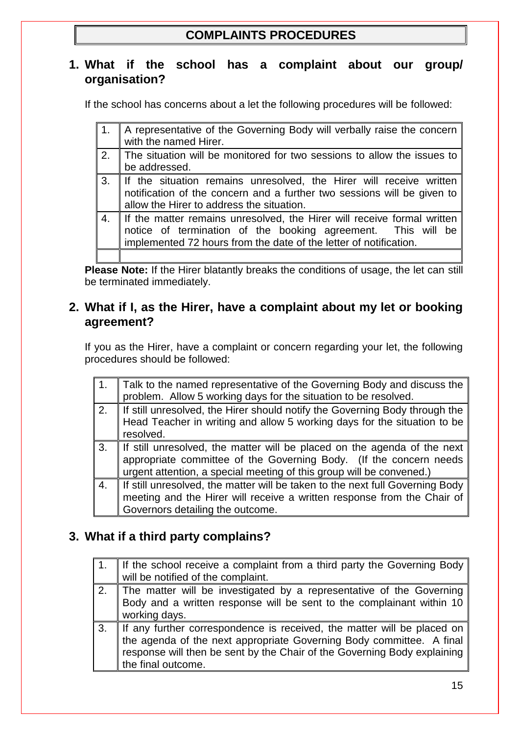# COMPLAINTS PROCEDURES

## 1. What if the school has a complaint about our group/ organisation?

If the school has concerns about a let the following procedures will be followed:

| | |
|---|---|
| 1. | A representative of the Governing Body will verbally raise the concern with the named Hirer. |
| 2. | The situation will be monitored for two sessions to allow the issues to be addressed. |
| 3. | If the situation remains unresolved, the Hirer will receive written notification of the concern and a further two sessions will be given to allow the Hirer to address the situation. |
| 4. | If the matter remains unresolved, the Hirer will receive formal written notice of termination of the booking agreement. This will be implemented 72 hours from the date of the letter of notification. |
| | |

**Please Note:** If the Hirer blatantly breaks the conditions of usage, the let can still be terminated immediately.

## 2. What if I, as the Hirer, have a complaint about my let or booking agreement?

If you as the Hirer, have a complaint or concern regarding your let, the following procedures should be followed:

| | |
|---|---|
| 1. | Talk to the named representative of the Governing Body and discuss the problem. Allow 5 working days for the situation to be resolved. |
| 2. | If still unresolved, the Hirer should notify the Governing Body through the Head Teacher in writing and allow 5 working days for the situation to be resolved. |
| 3. | If still unresolved, the matter will be placed on the agenda of the next appropriate committee of the Governing Body. (If the concern needs urgent attention, a special meeting of this group will be convened.) |
| 4. | If still unresolved, the matter will be taken to the next full Governing Body meeting and the Hirer will receive a written response from the Chair of Governors detailing the outcome. |

## 3. What if a third party complains?

| | |
|---|---|
| 1. | If the school receive a complaint from a third party the Governing Body will be notified of the complaint. |
| 2. | The matter will be investigated by a representative of the Governing Body and a written response will be sent to the complainant within 10 working days. |
| 3. | If any further correspondence is received, the matter will be placed on the agenda of the next appropriate Governing Body committee. A final response will then be sent by the Chair of the Governing Body explaining the final outcome. |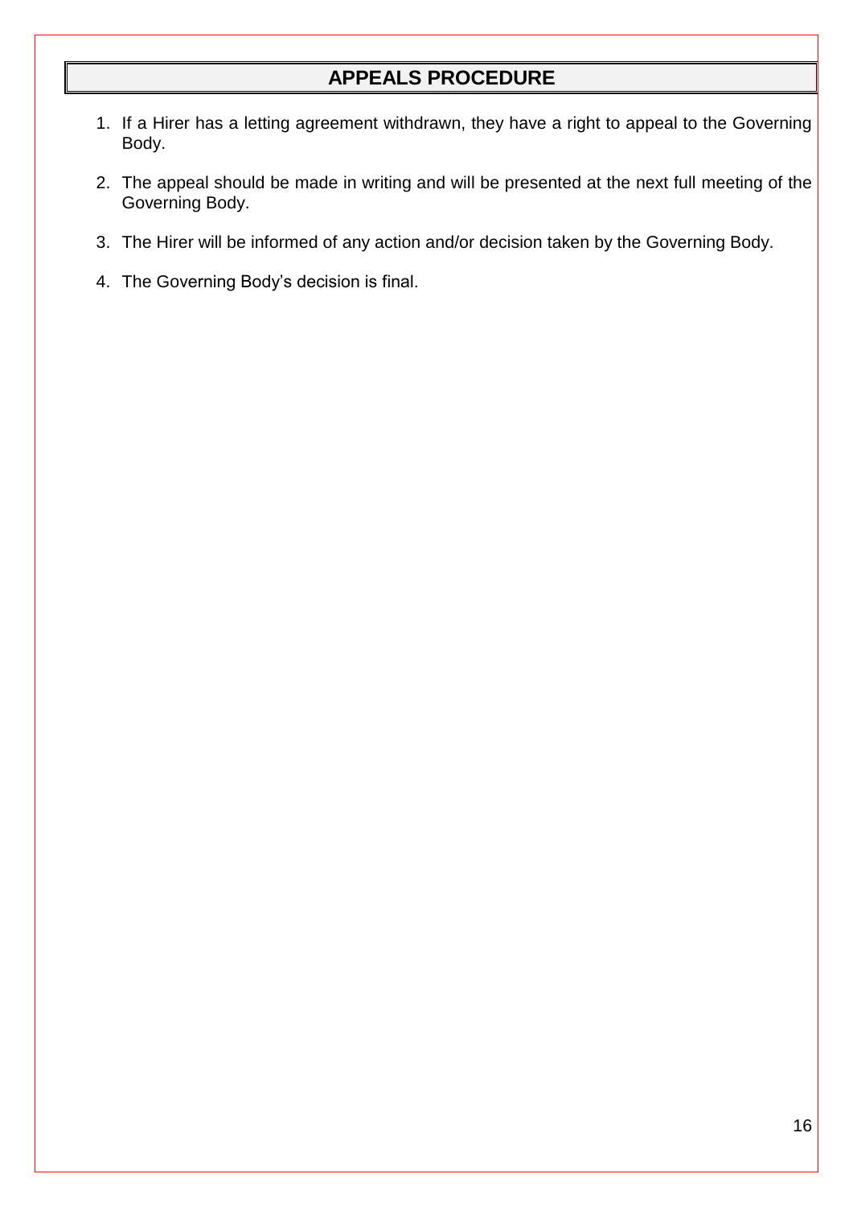## APPEALS PROCEDURE

1. If a Hirer has a letting agreement withdrawn, they have a right to appeal to the Governing Body.
2. The appeal should be made in writing and will be presented at the next full meeting of the Governing Body.
3. The Hirer will be informed of any action and/or decision taken by the Governing Body.
4. The Governing Body's decision is final.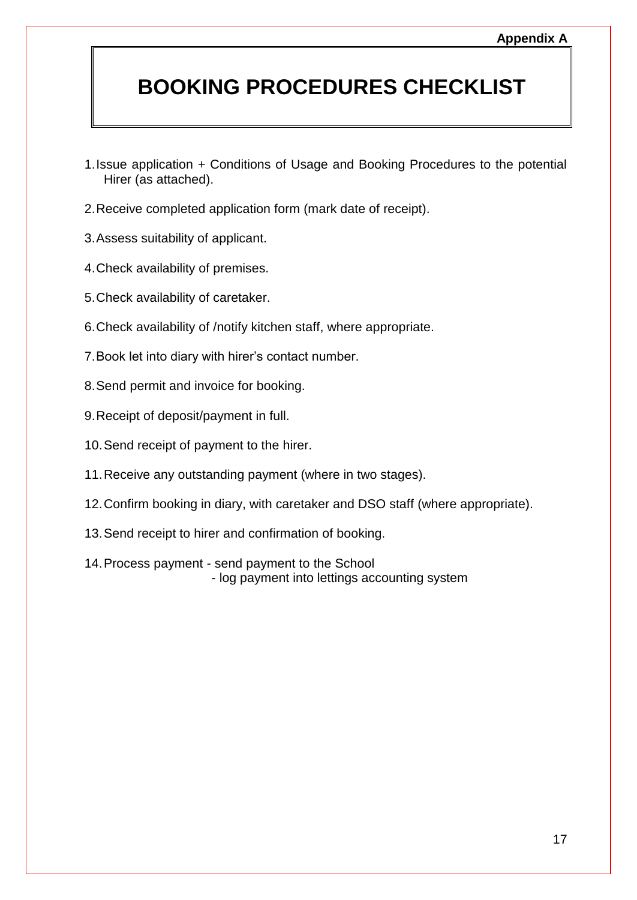**Appendix A**

# BOOKING PROCEDURES CHECKLIST

1. Issue application + Conditions of Usage and Booking Procedures to the potential Hirer (as attached).
2. Receive completed application form (mark date of receipt).
3. Assess suitability of applicant.
4. Check availability of premises.
5. Check availability of caretaker.
6. Check availability of /notify kitchen staff, where appropriate.
7. Book let into diary with hirer's contact number.
8. Send permit and invoice for booking.
9. Receipt of deposit/payment in full.
10. Send receipt of payment to the hirer.
11. Receive any outstanding payment (where in two stages).
12. Confirm booking in diary, with caretaker and DSO staff (where appropriate).
13. Send receipt to hirer and confirmation of booking.
14. Process payment - send payment to the School
    - log payment into lettings accounting system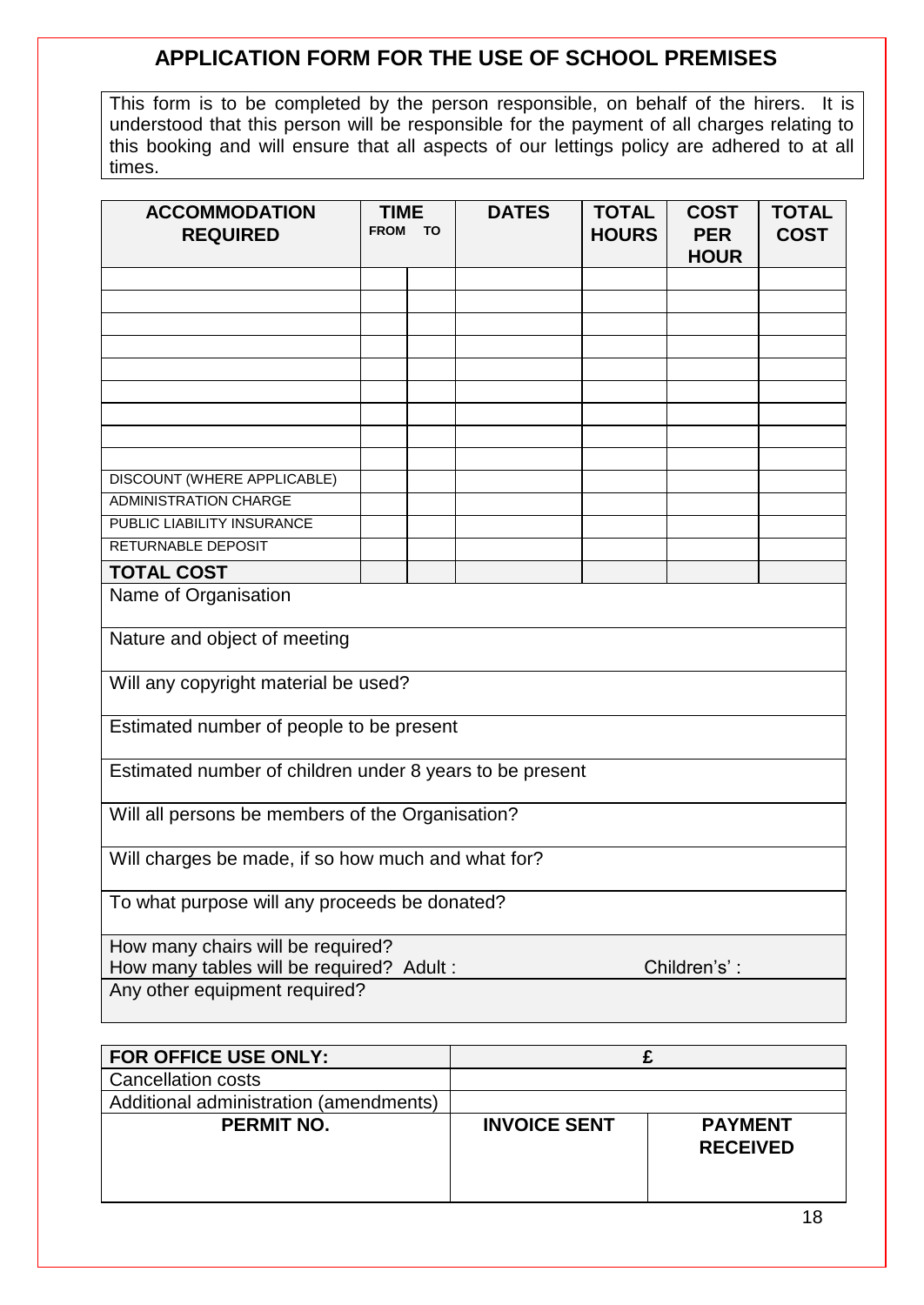# APPLICATION FORM FOR THE USE OF SCHOOL PREMISES

This form is to be completed by the person responsible, on behalf of the hirers. It is understood that this person will be responsible for the payment of all charges relating to this booking and will ensure that all aspects of our lettings policy are adhered to at all times.

| ACCOMMODATION REQUIRED | TIME | | DATES | TOTAL HOURS | COST PER HOUR | TOTAL COST |
|---|---|---|---|---|---|---|
| | FROM | TO | | | | |
| | | | | | | |
| | | | | | | |
| | | | | | | |
| | | | | | | |
| | | | | | | |
| | | | | | | |
| | | | | | | |
| | | | | | | |
| | | | | | | |
| DISCOUNT (WHERE APPLICABLE) | | | | | | |
| ADMINISTRATION CHARGE | | | | | | |
| PUBLIC LIABILITY INSURANCE | | | | | | |
| RETURNABLE DEPOSIT | | | | | | |
| **TOTAL COST** | | | | | | |

Name of Organisation

Nature and object of meeting

Will any copyright material be used?

Estimated number of people to be present

Estimated number of children under 8 years to be present

Will all persons be members of the Organisation?

Will charges be made, if so how much and what for?

To what purpose will any proceeds be donated?

How many chairs will be required?
How many tables will be required? Adult : Children's' :

Any other equipment required?

| FOR OFFICE USE ONLY: | £ | |
|---|---|---|
| Cancellation costs | | |
| Additional administration (amendments) | | |
| **PERMIT NO.** | **INVOICE SENT** | **PAYMENT RECEIVED** |
| | | |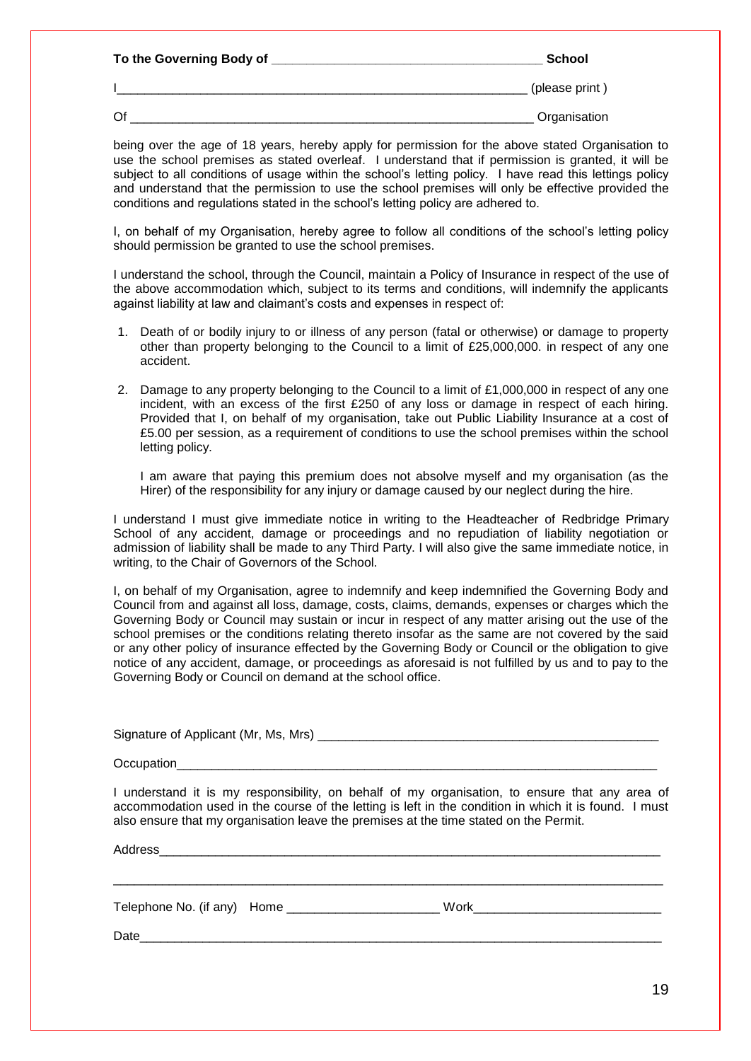**To the Governing Body of ____________________________________ School**

I____________________________________________________________ (please print )

Of __________________________________________________________ Organisation

being over the age of 18 years, hereby apply for permission for the above stated Organisation to use the school premises as stated overleaf. I understand that if permission is granted, it will be subject to all conditions of usage within the school's letting policy. I have read this lettings policy and understand that the permission to use the school premises will only be effective provided the conditions and regulations stated in the school's letting policy are adhered to.

I, on behalf of my Organisation, hereby agree to follow all conditions of the school's letting policy should permission be granted to use the school premises.

I understand the school, through the Council, maintain a Policy of Insurance in respect of the use of the above accommodation which, subject to its terms and conditions, will indemnify the applicants against liability at law and claimant's costs and expenses in respect of:

1. Death of or bodily injury to or illness of any person (fatal or otherwise) or damage to property other than property belonging to the Council to a limit of £25,000,000. in respect of any one accident.
2. Damage to any property belonging to the Council to a limit of £1,000,000 in respect of any one incident, with an excess of the first £250 of any loss or damage in respect of each hiring. Provided that I, on behalf of my organisation, take out Public Liability Insurance at a cost of £5.00 per session, as a requirement of conditions to use the school premises within the school letting policy.

   I am aware that paying this premium does not absolve myself and my organisation (as the Hirer) of the responsibility for any injury or damage caused by our neglect during the hire.

I understand I must give immediate notice in writing to the Headteacher of Redbridge Primary School of any accident, damage or proceedings and no repudiation of liability negotiation or admission of liability shall be made to any Third Party. I will also give the same immediate notice, in writing, to the Chair of Governors of the School.

I, on behalf of my Organisation, agree to indemnify and keep indemnified the Governing Body and Council from and against all loss, damage, costs, claims, demands, expenses or charges which the Governing Body or Council may sustain or incur in respect of any matter arising out the use of the school premises or the conditions relating thereto insofar as the same are not covered by the said or any other policy of insurance effected by the Governing Body or Council or the obligation to give notice of any accident, damage, or proceedings as aforesaid is not fulfilled by us and to pay to the Governing Body or Council on demand at the school office.

Signature of Applicant (Mr, Ms, Mrs) ______________________________________________

Occupation_________________________________________________________________

I understand it is my responsibility, on behalf of my organisation, to ensure that any area of accommodation used in the course of the letting is left in the condition in which it is found. I must also ensure that my organisation leave the premises at the time stated on the Permit.

Address____________________________________________________________________

___________________________________________________________________________

Telephone No. (if any) Home _____________________ Work___________________________

Date_______________________________________________________________________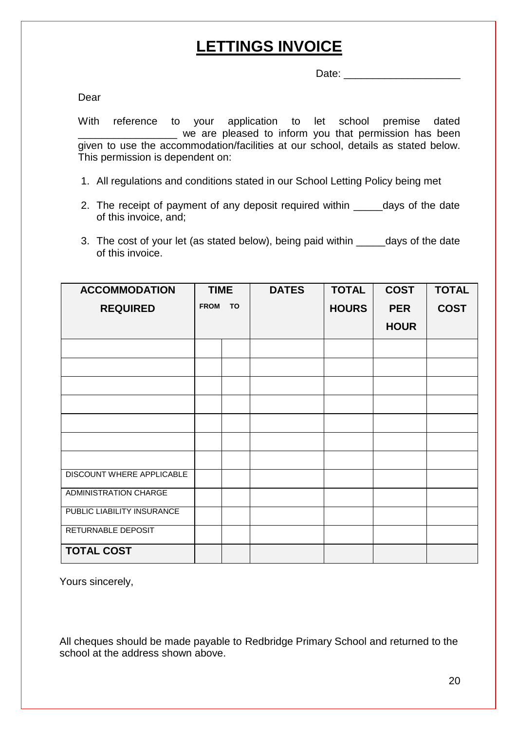# LETTINGS INVOICE

Date: ____________________

Dear

With reference to your application to let school premise dated _________________ we are pleased to inform you that permission has been given to use the accommodation/facilities at our school, details as stated below. This permission is dependent on:

1. All regulations and conditions stated in our School Letting Policy being met
2. The receipt of payment of any deposit required within _____days of the date of this invoice, and;
3. The cost of your let (as stated below), being paid within _____days of the date of this invoice.

| ACCOMMODATION REQUIRED | TIME | | DATES | TOTAL HOURS | COST PER HOUR | TOTAL COST |
|---|---|---|---|---|---|---|
| | FROM | TO | | | | |
| | | | | | | |
| | | | | | | |
| | | | | | | |
| | | | | | | |
| | | | | | | |
| | | | | | | |
| | | | | | | |
| DISCOUNT WHERE APPLICABLE | | | | | | |
| ADMINISTRATION CHARGE | | | | | | |
| PUBLIC LIABILITY INSURANCE | | | | | | |
| RETURNABLE DEPOSIT | | | | | | |
| **TOTAL COST** | | | | | | |

Yours sincerely,

All cheques should be made payable to Redbridge Primary School and returned to the school at the address shown above.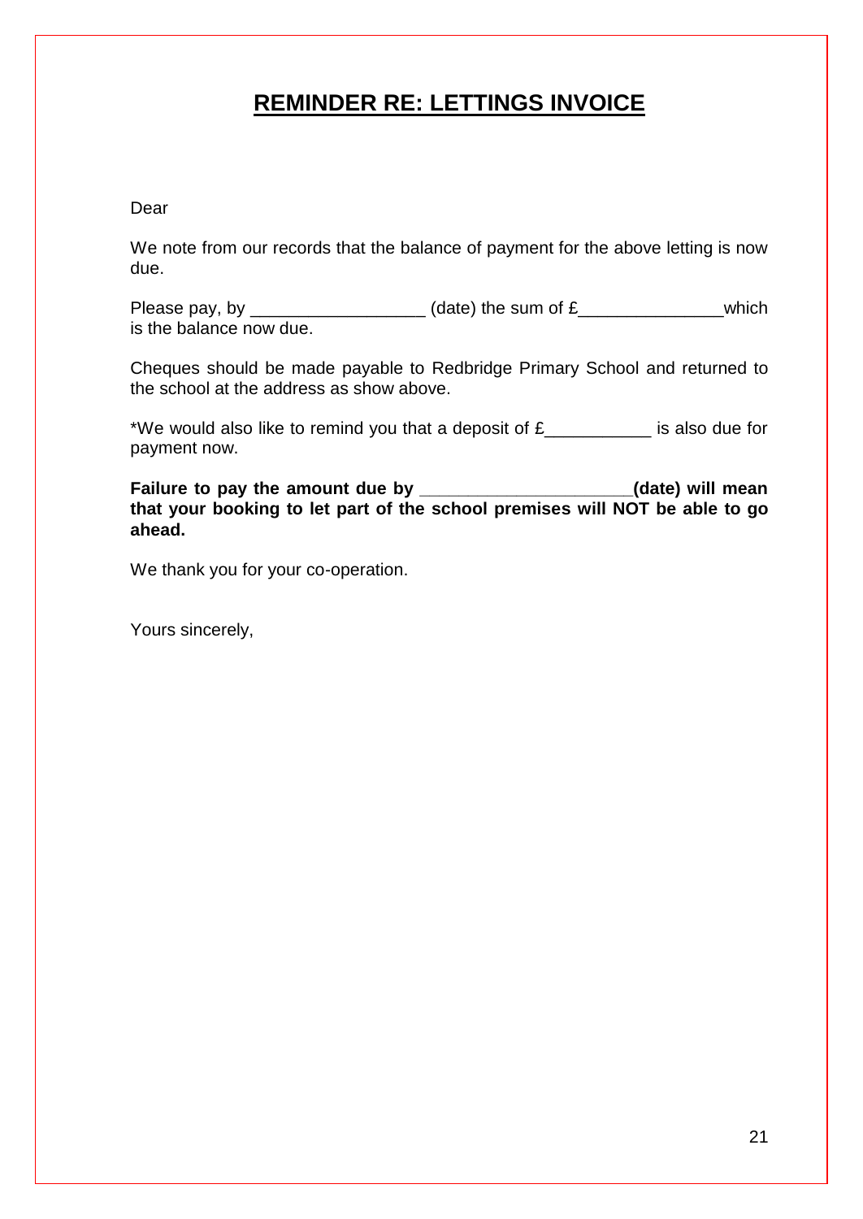# **REMINDER RE: LETTINGS INVOICE**

Dear

We note from our records that the balance of payment for the above letting is now due.

Please pay, by __________________ (date) the sum of £_______________which is the balance now due.

Cheques should be made payable to Redbridge Primary School and returned to the school at the address as show above.

*We would also like to remind you that a deposit of £___________ is also due for payment now.

**Failure to pay the amount due by ______________________(date) will mean that your booking to let part of the school premises will NOT be able to go ahead.**

We thank you for your co-operation.

Yours sincerely,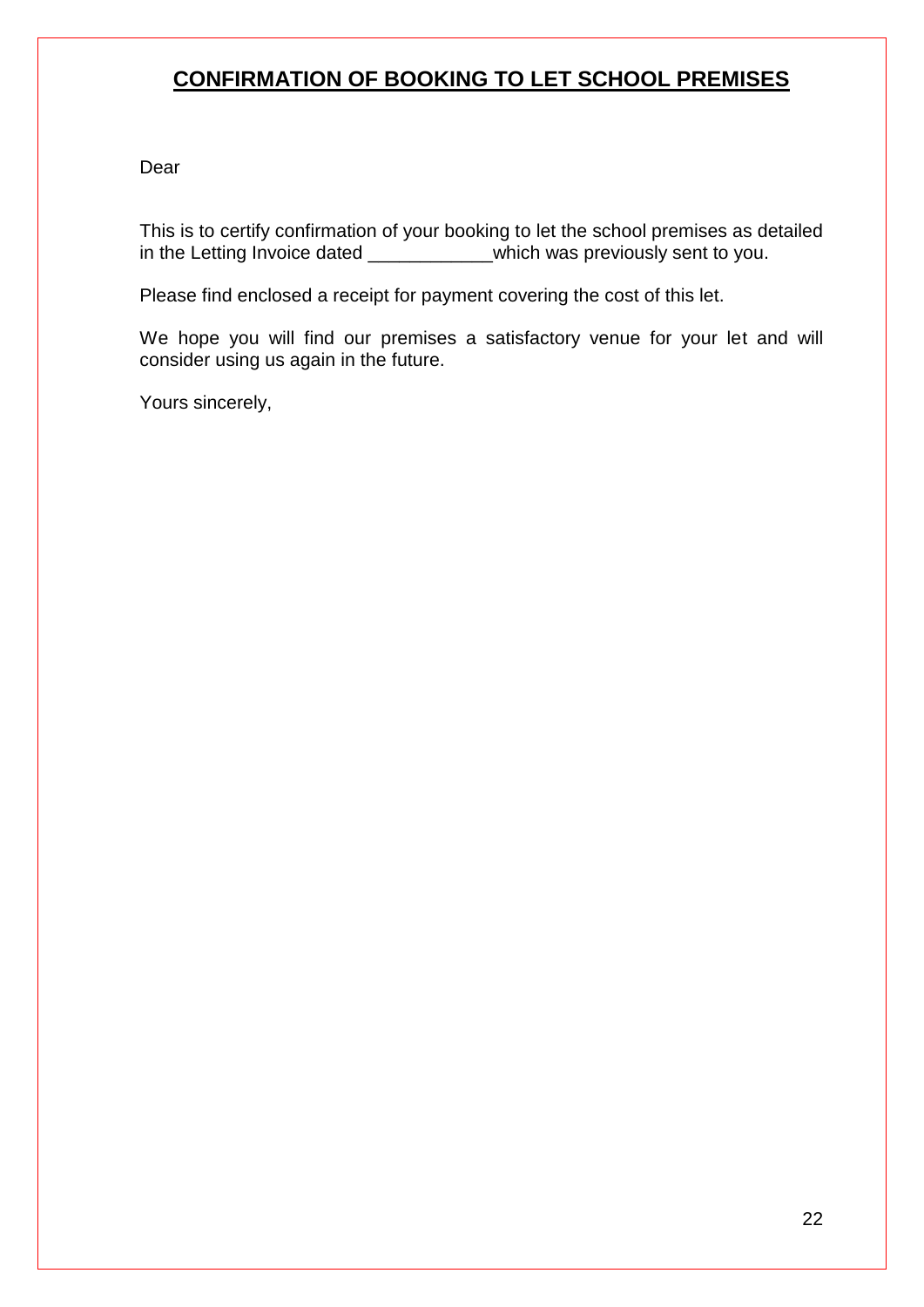# CONFIRMATION OF BOOKING TO LET SCHOOL PREMISES

Dear

This is to certify confirmation of your booking to let the school premises as detailed in the Letting Invoice dated ____________which was previously sent to you.

Please find enclosed a receipt for payment covering the cost of this let.

We hope you will find our premises a satisfactory venue for your let and will consider using us again in the future.

Yours sincerely,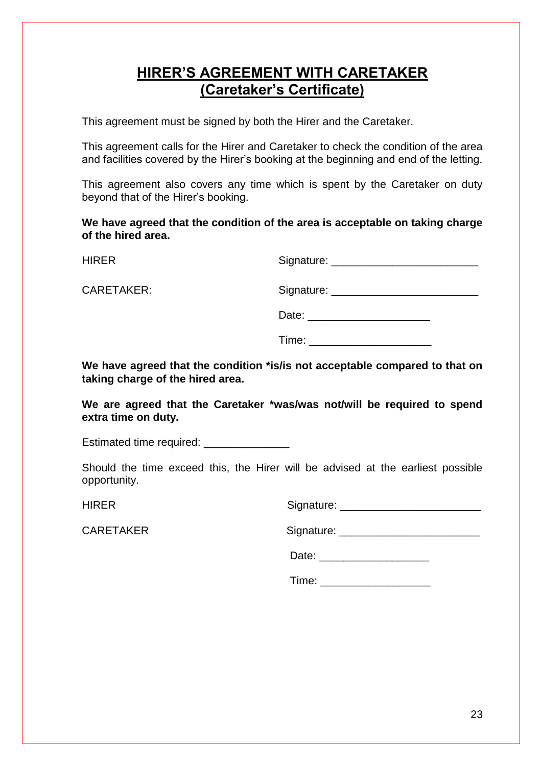# HIRER'S AGREEMENT WITH CARETAKER
## (Caretaker's Certificate)

This agreement must be signed by both the Hirer and the Caretaker.

This agreement calls for the Hirer and Caretaker to check the condition of the area and facilities covered by the Hirer's booking at the beginning and end of the letting.

This agreement also covers any time which is spent by the Caretaker on duty beyond that of the Hirer's booking.

**We have agreed that the condition of the area is acceptable on taking charge of the hired area.**

HIRER Signature: ________________________

CARETAKER: Signature: ________________________

Date: ____________________

Time: ____________________

**We have agreed that the condition *is/is not acceptable compared to that on taking charge of the hired area.**

**We are agreed that the Caretaker *was/was not/will be required to spend extra time on duty.**

Estimated time required: ______________

Should the time exceed this, the Hirer will be advised at the earliest possible opportunity.

HIRER Signature: ________________________

CARETAKER Signature: ________________________

Date: __________________

Time: __________________